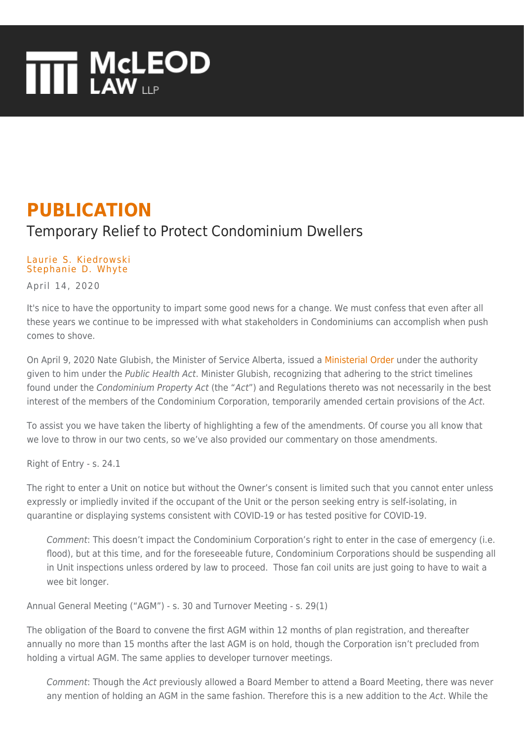# McLEOD LAW LLP

## PUBLICATION

### Temporary Relief to Protect Condominium Dwellers

Laurie S. Kiedrowski
Stephanie D. Whyte

April 14, 2020

It's nice to have the opportunity to impart some good news for a change. We must confess that even after all these years we continue to be impressed with what stakeholders in Condominiums can accomplish when push comes to shove.

On April 9, 2020 Nate Glubish, the Minister of Service Alberta, issued a Ministerial Order under the authority given to him under the *Public Health Act*. Minister Glubish, recognizing that adhering to the strict timelines found under the *Condominium Property Act* (the "*Act*") and Regulations thereto was not necessarily in the best interest of the members of the Condominium Corporation, temporarily amended certain provisions of the *Act*.

To assist you we have taken the liberty of highlighting a few of the amendments. Of course you all know that we love to throw in our two cents, so we've also provided our commentary on those amendments.

Right of Entry - s. 24.1

The right to enter a Unit on notice but without the Owner's consent is limited such that you cannot enter unless expressly or impliedly invited if the occupant of the Unit or the person seeking entry is self-isolating, in quarantine or displaying systems consistent with COVID-19 or has tested positive for COVID-19.

> *Comment*: This doesn't impact the Condominium Corporation's right to enter in the case of emergency (i.e. flood), but at this time, and for the foreseeable future, Condominium Corporations should be suspending all in Unit inspections unless ordered by law to proceed. Those fan coil units are just going to have to wait a wee bit longer.

Annual General Meeting ("AGM") - s. 30 and Turnover Meeting - s. 29(1)

The obligation of the Board to convene the first AGM within 12 months of plan registration, and thereafter annually no more than 15 months after the last AGM is on hold, though the Corporation isn't precluded from holding a virtual AGM. The same applies to developer turnover meetings.

> *Comment*: Though the *Act* previously allowed a Board Member to attend a Board Meeting, there was never any mention of holding an AGM in the same fashion. Therefore this is a new addition to the *Act*. While the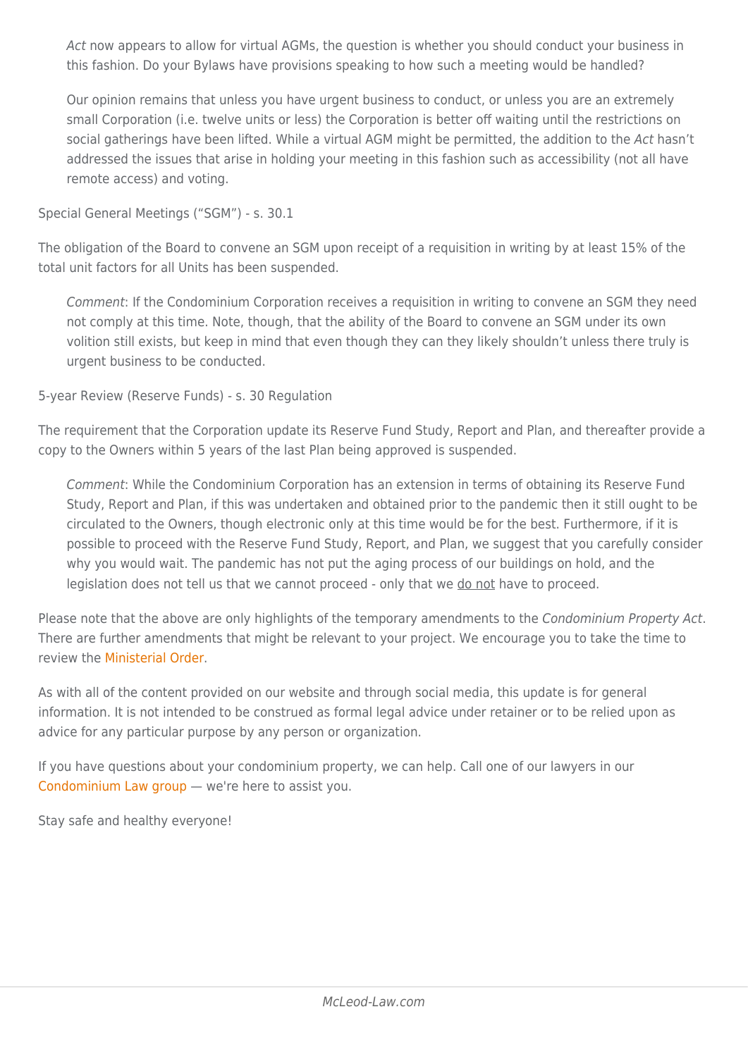*Act* now appears to allow for virtual AGMs, the question is whether you should conduct your business in this fashion. Do your Bylaws have provisions speaking to how such a meeting would be handled?

> Our opinion remains that unless you have urgent business to conduct, or unless you are an extremely small Corporation (i.e. twelve units or less) the Corporation is better off waiting until the restrictions on social gatherings have been lifted. While a virtual AGM might be permitted, the addition to the *Act* hasn't addressed the issues that arise in holding your meeting in this fashion such as accessibility (not all have remote access) and voting.

Special General Meetings ("SGM") - s. 30.1

The obligation of the Board to convene an SGM upon receipt of a requisition in writing by at least 15% of the total unit factors for all Units has been suspended.

> *Comment*: If the Condominium Corporation receives a requisition in writing to convene an SGM they need not comply at this time. Note, though, that the ability of the Board to convene an SGM under its own volition still exists, but keep in mind that even though they can they likely shouldn't unless there truly is urgent business to be conducted.

5-year Review (Reserve Funds) - s. 30 Regulation

The requirement that the Corporation update its Reserve Fund Study, Report and Plan, and thereafter provide a copy to the Owners within 5 years of the last Plan being approved is suspended.

> *Comment*: While the Condominium Corporation has an extension in terms of obtaining its Reserve Fund Study, Report and Plan, if this was undertaken and obtained prior to the pandemic then it still ought to be circulated to the Owners, though electronic only at this time would be for the best. Furthermore, if it is possible to proceed with the Reserve Fund Study, Report, and Plan, we suggest that you carefully consider why you would wait. The pandemic has not put the aging process of our buildings on hold, and the legislation does not tell us that we cannot proceed - only that we do not have to proceed.

Please note that the above are only highlights of the temporary amendments to the *Condominium Property Act*. There are further amendments that might be relevant to your project. We encourage you to take the time to review the Ministerial Order.

As with all of the content provided on our website and through social media, this update is for general information. It is not intended to be construed as formal legal advice under retainer or to be relied upon as advice for any particular purpose by any person or organization.

If you have questions about your condominium property, we can help. Call one of our lawyers in our Condominium Law group — we're here to assist you.

Stay safe and healthy everyone!